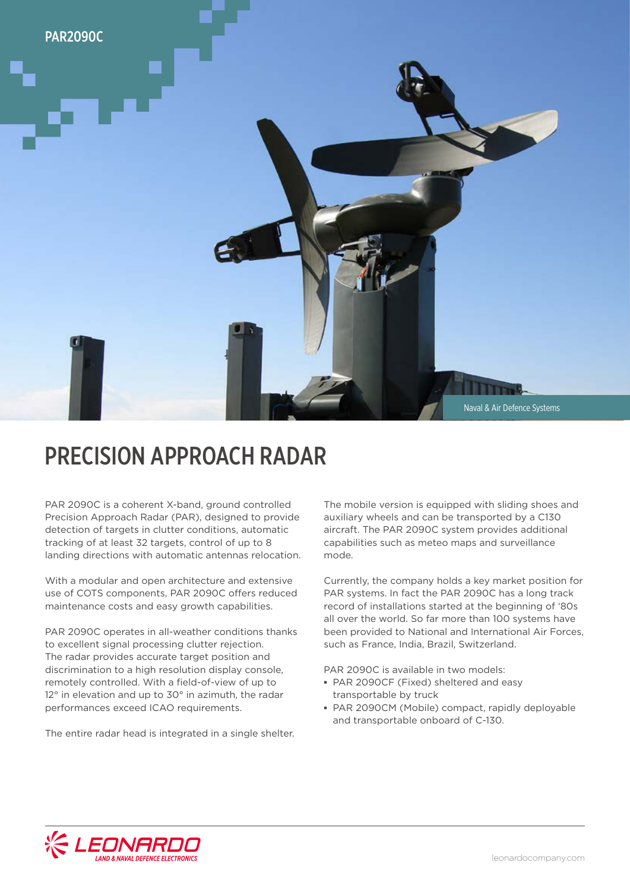PAR2090C

Naval & Air Defence Systems

# PRECISION APPROACH RADAR

PAR 2090C is a coherent X-band, ground controlled Precision Approach Radar (PAR), designed to provide detection of targets in clutter conditions, automatic tracking of at least 32 targets, control of up to 8 landing directions with automatic antennas relocation.

With a modular and open architecture and extensive use of COTS components, PAR 2090C offers reduced maintenance costs and easy growth capabilities.

PAR 2090C operates in all-weather conditions thanks to excellent signal processing clutter rejection. The radar provides accurate target position and discrimination to a high resolution display console, remotely controlled. With a field-of-view of up to 12° in elevation and up to 30° in azimuth, the radar performances exceed ICAO requirements.

The entire radar head is integrated in a single shelter.

The mobile version is equipped with sliding shoes and auxiliary wheels and can be transported by a C130 aircraft. The PAR 2090C system provides additional capabilities such as meteo maps and surveillance mode.

Currently, the company holds a key market position for PAR systems. In fact the PAR 2090C has a long track record of installations started at the beginning of '80s all over the world. So far more than 100 systems have been provided to National and International Air Forces, such as France, India, Brazil, Switzerland.

PAR 2090C is available in two models:

- PAR 2090CF (Fixed) sheltered and easy transportable by truck
- PAR 2090CM (Mobile) compact, rapidly deployable and transportable onboard of C-130.

LEONARDO
LAND & NAVAL DEFENCE ELECTRONICS

leonardocompany.com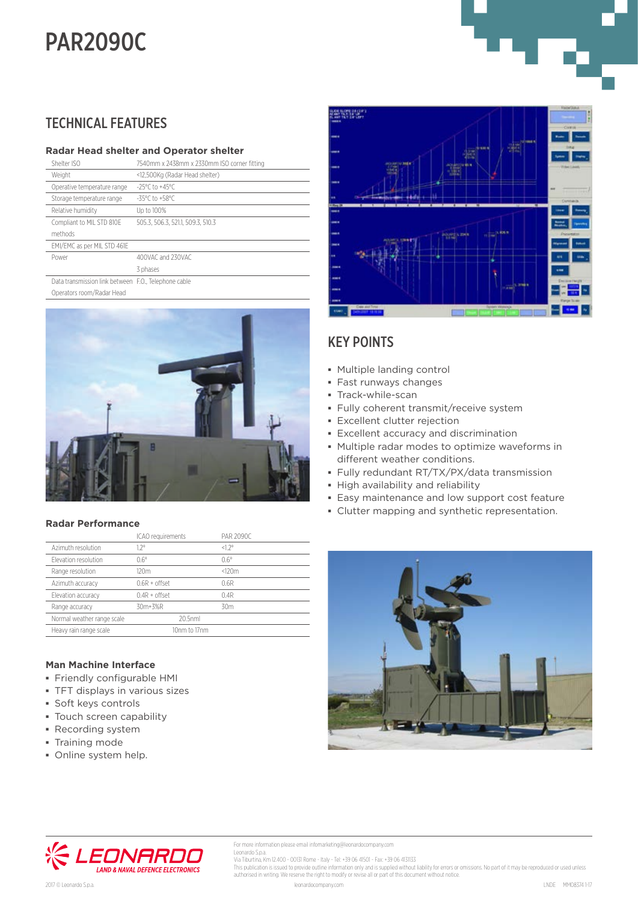# PAR2090C

## TECHNICAL FEATURES

### Radar Head shelter and Operator shelter

| | |
|---|---|
| Shelter ISO | 7540mm x 2438mm x 2330mm ISO corner fitting |
| Weight | <12,500Kg (Radar Head shelter) |
| Operative temperature range | -25°C to +45°C |
| Storage temperature range | -35°C to +58°C |
| Relative humidity | Up to 100% |
| Compliant to MIL STD 810E methods | 505.3, 506.3, 521.1, 509.3, 510.3 |
| EMI/EMC as per MIL STD 461E | |
| Power | 400VAC and 230VAC 3 phases |
| Data transmission link between Operators room/Radar Head | F.O., Telephone cable |

### Radar Performance

| | ICAO requirements | PAR 2090C |
|---|---|---|
| Azimuth resolution | 1.2° | <1.2° |
| Elevation resolution | 0.6° | 0.6° |
| Range resolution | 120m | <120m |
| Azimuth accuracy | 0.6R + offset | 0.6R |
| Elevation accuracy | 0.4R + offset | 0.4R |
| Range accuracy | 30m+3%R | 30m |
| Normal weather range scale | 20.5nml | |
| Heavy rain range scale | 10nm to 17nm | |

### Man Machine Interface

- Friendly configurable HMI
- TFT displays in various sizes
- Soft keys controls
- Touch screen capability
- Recording system
- Training mode
- Online system help.

## KEY POINTS

- Multiple landing control
- Fast runways changes
- Track-while-scan
- Fully coherent transmit/receive system
- Excellent clutter rejection
- Excellent accuracy and discrimination
- Multiple radar modes to optimize waveforms in different weather conditions.
- Fully redundant RT/TX/PX/data transmission
- High availability and reliability
- Easy maintenance and low support cost feature
- Clutter mapping and synthetic representation.

LEONARDO
LAND & NAVAL DEFENCE ELECTRONICS

For more information please email infomarketing@leonardocompany.com
Leonardo S.p.a.
Via Tiburtina, Km 12.400 - 00131 Rome - Italy - Tel: +39 06 41501 - Fax: +39 06 4131133
This publication is issued to provide outline information only and is supplied without liability for errors or omissions. No part of it may be reproduced or used unless authorised in writing. We reserve the right to modify or revise all or part of this document without notice.

2017 © Leonardo S.p.a. leonardocompany.com LNDE MM08374 1-17